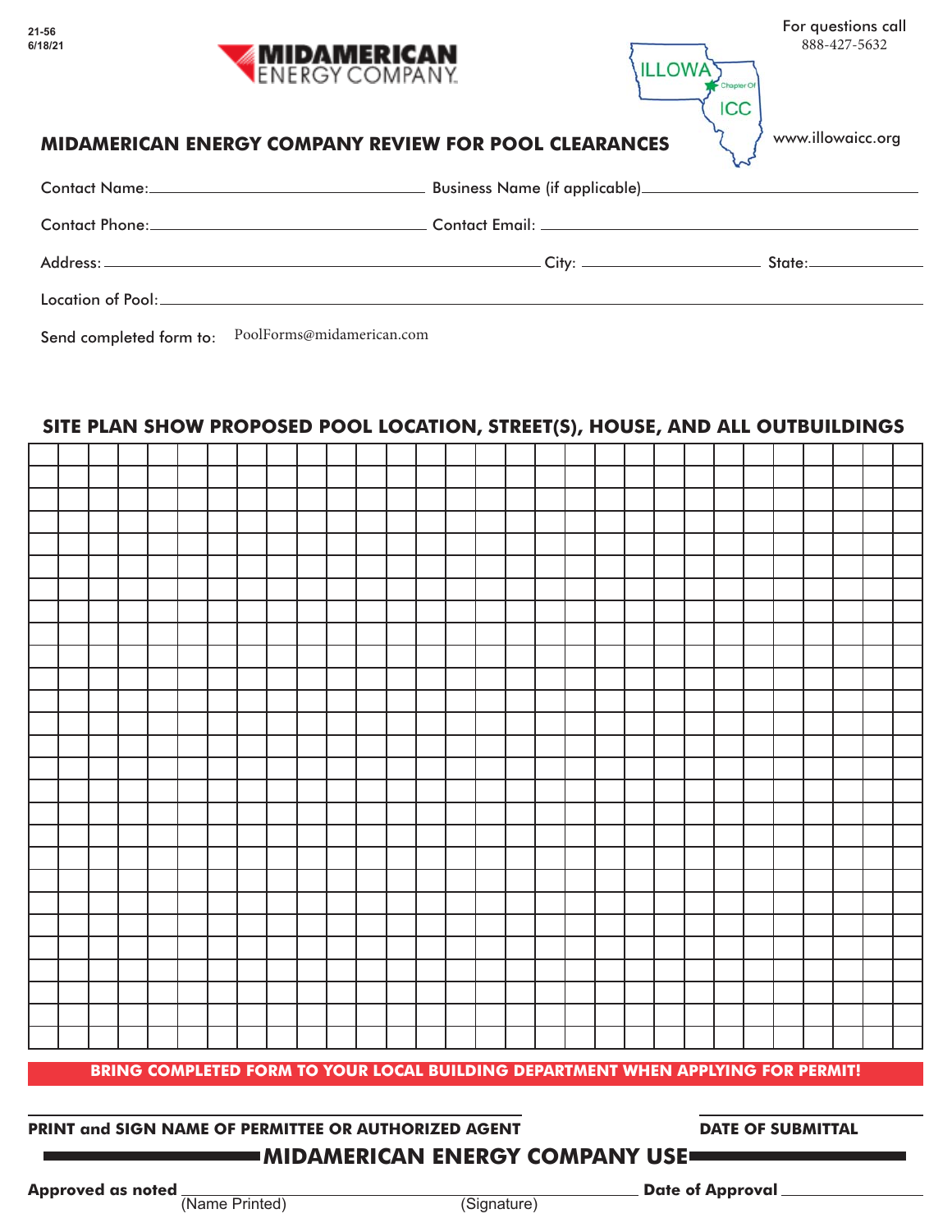21-56
6/18/21

MIDAMERICAN ENERGY COMPANY

ILLOWA Chapter Of ICC

For questions call
888-427-5632

www.illowaicc.org

## MIDAMERICAN ENERGY COMPANY REVIEW FOR POOL CLEARANCES

Contact Name: ______________________ Business Name (if applicable) ______________________

Contact Phone: ______________________ Contact Email: ______________________

Address: ______________________ City: ______________ State: ______________

Location of Pool: ______________________

Send completed form to: PoolForms@midamerican.com

## SITE PLAN SHOW PROPOSED POOL LOCATION, STREET(S), HOUSE, AND ALL OUTBUILDINGS

**BRING COMPLETED FORM TO YOUR LOCAL BUILDING DEPARTMENT WHEN APPLYING FOR PERMIT!**

______________________ ______________

**PRINT and SIGN NAME OF PERMITTEE OR AUTHORIZED AGENT** **DATE OF SUBMITTAL**

## MIDAMERICAN ENERGY COMPANY USE

**Approved as noted** ______________________ ______________________ **Date of Approval** ______________

(Name Printed) (Signature)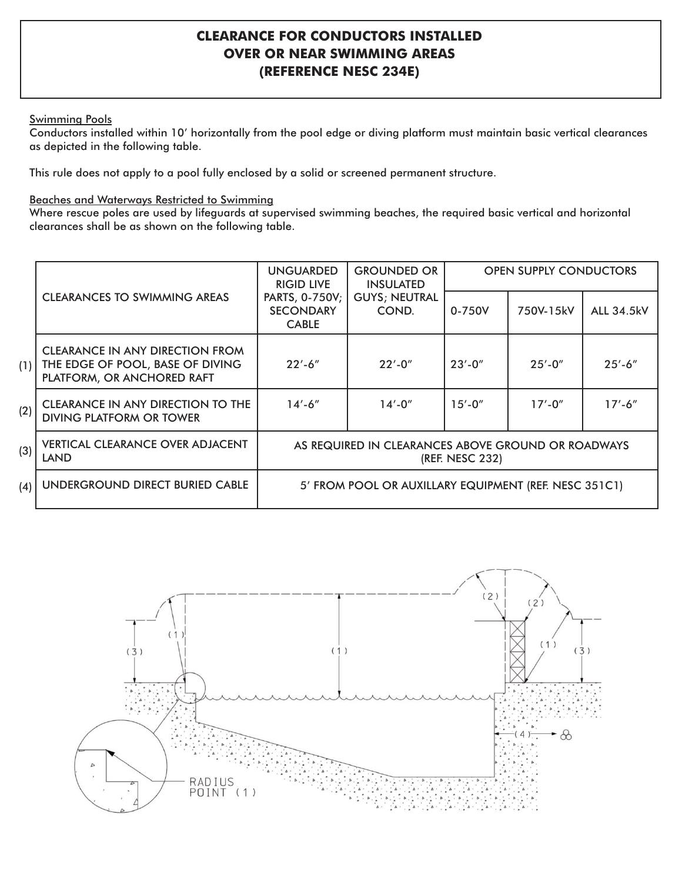# CLEARANCE FOR CONDUCTORS INSTALLED OVER OR NEAR SWIMMING AREAS (REFERENCE NESC 234E)

Swimming Pools

Conductors installed within 10′ horizontally from the pool edge or diving platform must maintain basic vertical clearances as depicted in the following table.

This rule does not apply to a pool fully enclosed by a solid or screened permanent structure.

Beaches and Waterways Restricted to Swimming

Where rescue poles are used by lifeguards at supervised swimming beaches, the required basic vertical and horizontal clearances shall be as shown on the following table.

| | CLEARANCES TO SWIMMING AREAS | UNGUARDED RIGID LIVE PARTS, 0-750V; SECONDARY CABLE | GROUNDED OR INSULATED GUYS; NEUTRAL COND. | OPEN SUPPLY CONDUCTORS | | |
|---|---|---|---|---|---|---|
| | | | | 0-750V | 750V-15kV | ALL 34.5kV |
| (1) | CLEARANCE IN ANY DIRECTION FROM THE EDGE OF POOL, BASE OF DIVING PLATFORM, OR ANCHORED RAFT | 22′-6″ | 22′-0″ | 23′-0″ | 25′-0″ | 25′-6″ |
| (2) | CLEARANCE IN ANY DIRECTION TO THE DIVING PLATFORM OR TOWER | 14′-6″ | 14′-0″ | 15′-0″ | 17′-0″ | 17′-6″ |
| (3) | VERTICAL CLEARANCE OVER ADJACENT LAND | AS REQUIRED IN CLEARANCES ABOVE GROUND OR ROADWAYS (REF. NESC 232) | | | | |
| (4) | UNDERGROUND DIRECT BURIED CABLE | 5′ FROM POOL OR AUXILLARY EQUIPMENT (REF. NESC 351C1) | | | | |

(1)
(2)
(3)
(4)
RADIUS POINT (1)